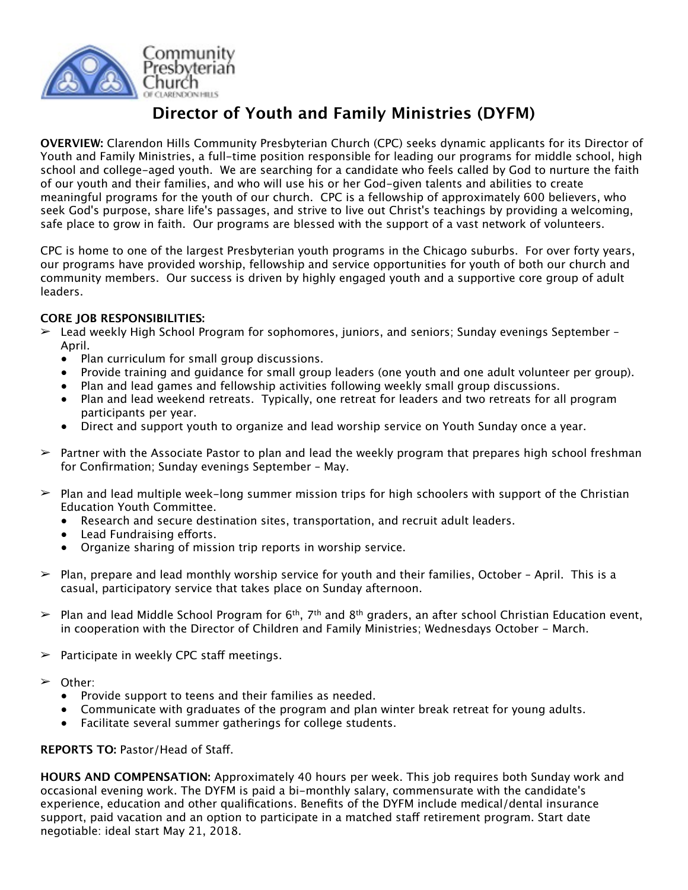Community Presbyterian Church OF CLARENDON HILLS

# Director of Youth and Family Ministries (DYFM)

**OVERVIEW:** Clarendon Hills Community Presbyterian Church (CPC) seeks dynamic applicants for its Director of Youth and Family Ministries, a full-time position responsible for leading our programs for middle school, high school and college-aged youth. We are searching for a candidate who feels called by God to nurture the faith of our youth and their families, and who will use his or her God-given talents and abilities to create meaningful programs for the youth of our church. CPC is a fellowship of approximately 600 believers, who seek God's purpose, share life's passages, and strive to live out Christ's teachings by providing a welcoming, safe place to grow in faith. Our programs are blessed with the support of a vast network of volunteers.

CPC is home to one of the largest Presbyterian youth programs in the Chicago suburbs. For over forty years, our programs have provided worship, fellowship and service opportunities for youth of both our church and community members. Our success is driven by highly engaged youth and a supportive core group of adult leaders.

**CORE JOB RESPONSIBILITIES:**

- ➢ Lead weekly High School Program for sophomores, juniors, and seniors; Sunday evenings September – April.
  - Plan curriculum for small group discussions.
  - Provide training and guidance for small group leaders (one youth and one adult volunteer per group).
  - Plan and lead games and fellowship activities following weekly small group discussions.
  - Plan and lead weekend retreats. Typically, one retreat for leaders and two retreats for all program participants per year.
  - Direct and support youth to organize and lead worship service on Youth Sunday once a year.

- ➢ Partner with the Associate Pastor to plan and lead the weekly program that prepares high school freshman for Confirmation; Sunday evenings September – May.

- ➢ Plan and lead multiple week-long summer mission trips for high schoolers with support of the Christian Education Youth Committee.
  - Research and secure destination sites, transportation, and recruit adult leaders.
  - Lead Fundraising efforts.
  - Organize sharing of mission trip reports in worship service.

- ➢ Plan, prepare and lead monthly worship service for youth and their families, October – April. This is a casual, participatory service that takes place on Sunday afternoon.

- ➢ Plan and lead Middle School Program for 6th, 7th and 8th graders, an after school Christian Education event, in cooperation with the Director of Children and Family Ministries; Wednesdays October - March.

- ➢ Participate in weekly CPC staff meetings.

- ➢ Other:
  - Provide support to teens and their families as needed.
  - Communicate with graduates of the program and plan winter break retreat for young adults.
  - Facilitate several summer gatherings for college students.

**REPORTS TO:** Pastor/Head of Staff.

**HOURS AND COMPENSATION:** Approximately 40 hours per week. This job requires both Sunday work and occasional evening work. The DYFM is paid a bi-monthly salary, commensurate with the candidate's experience, education and other qualifications. Benefits of the DYFM include medical/dental insurance support, paid vacation and an option to participate in a matched staff retirement program. Start date negotiable: ideal start May 21, 2018.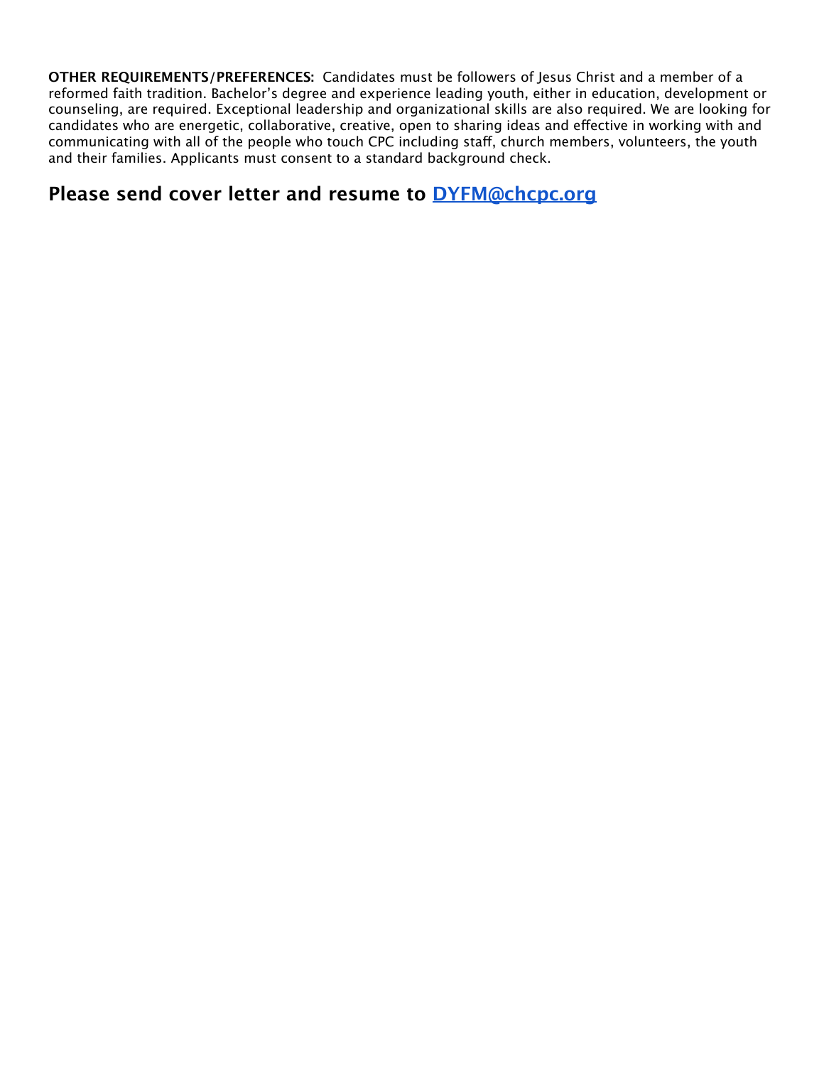**OTHER REQUIREMENTS/PREFERENCES:** Candidates must be followers of Jesus Christ and a member of a reformed faith tradition. Bachelor's degree and experience leading youth, either in education, development or counseling, are required. Exceptional leadership and organizational skills are also required. We are looking for candidates who are energetic, collaborative, creative, open to sharing ideas and effective in working with and communicating with all of the people who touch CPC including staff, church members, volunteers, the youth and their families. Applicants must consent to a standard background check.

## Please send cover letter and resume to DYFM@chcpc.org